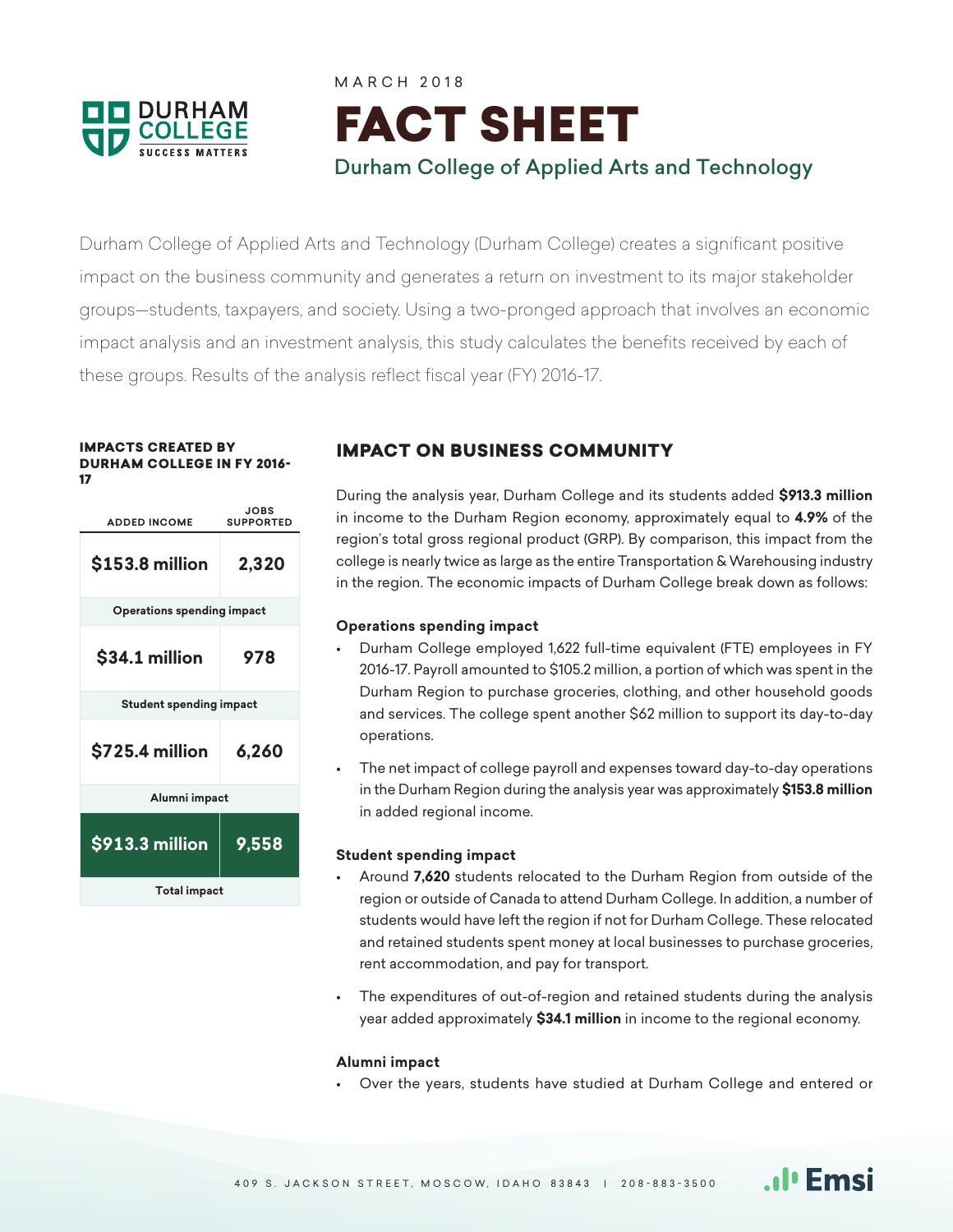MARCH 2018

# FACT SHEET

## Durham College of Applied Arts and Technology

Durham College of Applied Arts and Technology (Durham College) creates a significant positive impact on the business community and generates a return on investment to its major stakeholder groups—students, taxpayers, and society. Using a two-pronged approach that involves an economic impact analysis and an investment analysis, this study calculates the benefits received by each of these groups. Results of the analysis reflect fiscal year (FY) 2016-17.

**IMPACTS CREATED BY DURHAM COLLEGE IN FY 2016-17**

| ADDED INCOME | JOBS SUPPORTED |
|---|---|
| **$153.8 million** | **2,320** |
| **Operations spending impact** | |
| **$34.1 million** | **978** |
| **Student spending impact** | |
| **$725.4 million** | **6,260** |
| **Alumni impact** | |
| **$913.3 million** | **9,558** |
| **Total impact** | |

## IMPACT ON BUSINESS COMMUNITY

During the analysis year, Durham College and its students added **$913.3 million** in income to the Durham Region economy, approximately equal to **4.9%** of the region's total gross regional product (GRP). By comparison, this impact from the college is nearly twice as large as the entire Transportation & Warehousing industry in the region. The economic impacts of Durham College break down as follows:

### Operations spending impact

- Durham College employed 1,622 full-time equivalent (FTE) employees in FY 2016-17. Payroll amounted to $105.2 million, a portion of which was spent in the Durham Region to purchase groceries, clothing, and other household goods and services. The college spent another $62 million to support its day-to-day operations.
- The net impact of college payroll and expenses toward day-to-day operations in the Durham Region during the analysis year was approximately **$153.8 million** in added regional income.

### Student spending impact

- Around **7,620** students relocated to the Durham Region from outside of the region or outside of Canada to attend Durham College. In addition, a number of students would have left the region if not for Durham College. These relocated and retained students spent money at local businesses to purchase groceries, rent accommodation, and pay for transport.
- The expenditures of out-of-region and retained students during the analysis year added approximately **$34.1 million** in income to the regional economy.

### Alumni impact

- Over the years, students have studied at Durham College and entered or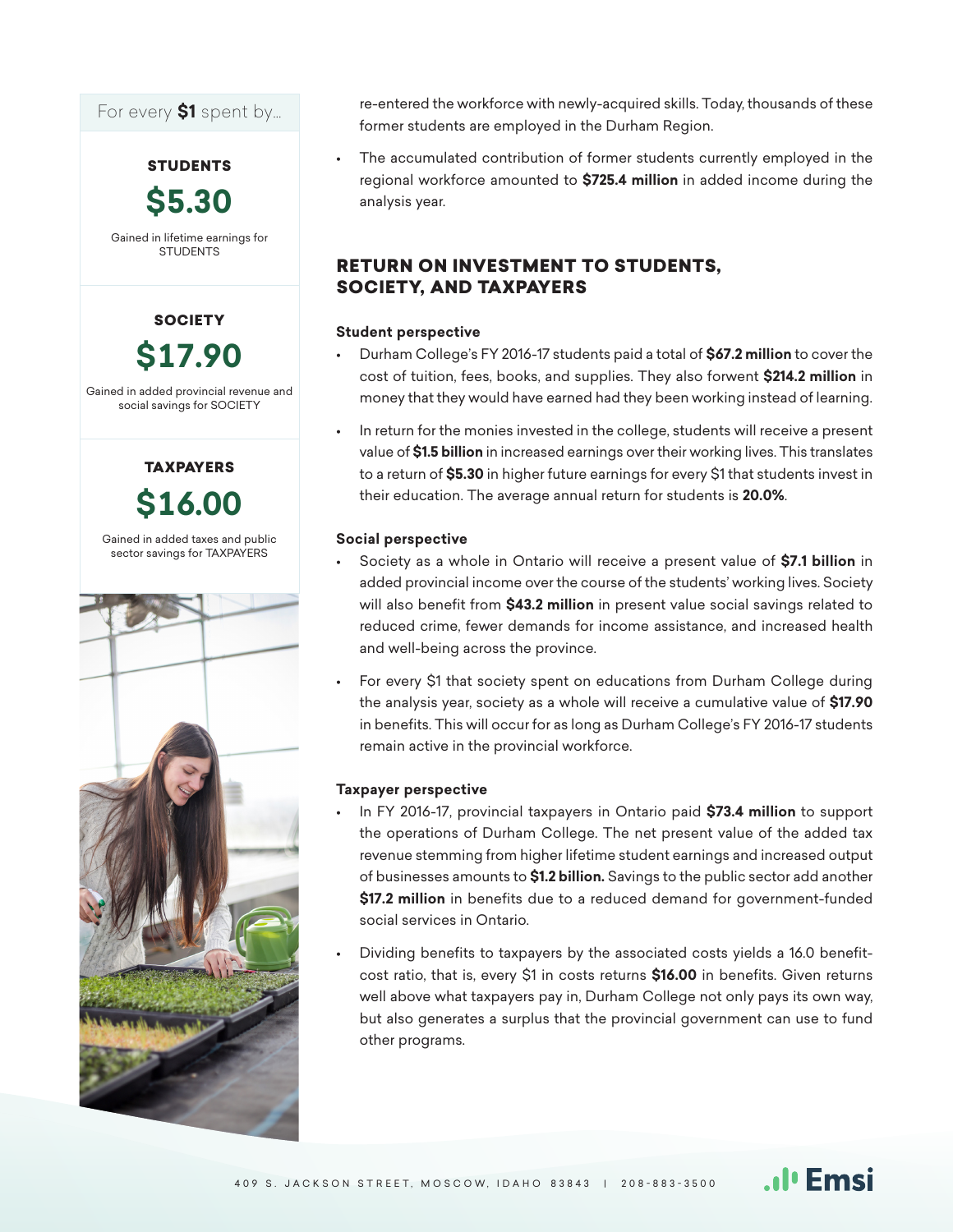For every **$1** spent by...

**STUDENTS**

**$5.30**

Gained in lifetime earnings for STUDENTS

**SOCIETY**

**$17.90**

Gained in added provincial revenue and social savings for SOCIETY

**TAXPAYERS**

**$16.00**

Gained in added taxes and public sector savings for TAXPAYERS

re-entered the workforce with newly-acquired skills. Today, thousands of these former students are employed in the Durham Region.

- The accumulated contribution of former students currently employed in the regional workforce amounted to **$725.4 million** in added income during the analysis year.

## RETURN ON INVESTMENT TO STUDENTS, SOCIETY, AND TAXPAYERS

### Student perspective

- Durham College's FY 2016-17 students paid a total of **$67.2 million** to cover the cost of tuition, fees, books, and supplies. They also forwent **$214.2 million** in money that they would have earned had they been working instead of learning.
- In return for the monies invested in the college, students will receive a present value of **$1.5 billion** in increased earnings over their working lives. This translates to a return of **$5.30** in higher future earnings for every $1 that students invest in their education. The average annual return for students is **20.0%**.

### Social perspective

- Society as a whole in Ontario will receive a present value of **$7.1 billion** in added provincial income over the course of the students' working lives. Society will also benefit from **$43.2 million** in present value social savings related to reduced crime, fewer demands for income assistance, and increased health and well-being across the province.
- For every $1 that society spent on educations from Durham College during the analysis year, society as a whole will receive a cumulative value of **$17.90** in benefits. This will occur for as long as Durham College's FY 2016-17 students remain active in the provincial workforce.

### Taxpayer perspective

- In FY 2016-17, provincial taxpayers in Ontario paid **$73.4 million** to support the operations of Durham College. The net present value of the added tax revenue stemming from higher lifetime student earnings and increased output of businesses amounts to **$1.2 billion.** Savings to the public sector add another **$17.2 million** in benefits due to a reduced demand for government-funded social services in Ontario.
- Dividing benefits to taxpayers by the associated costs yields a 16.0 benefit-cost ratio, that is, every $1 in costs returns **$16.00** in benefits. Given returns well above what taxpayers pay in, Durham College not only pays its own way, but also generates a surplus that the provincial government can use to fund other programs.